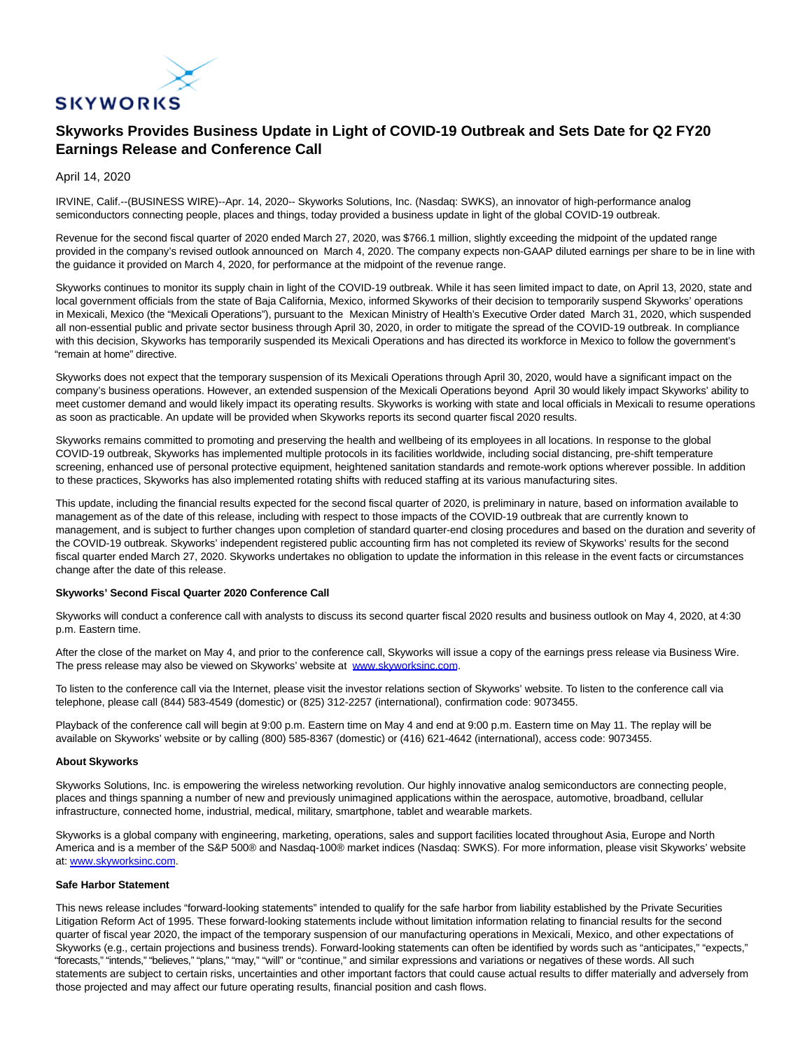# Skyworks Provides Business Update in Light of COVID-19 Outbreak and Sets Date for Q2 FY20 Earnings Release and Conference Call

April 14, 2020

IRVINE, Calif.--(BUSINESS WIRE)--Apr. 14, 2020-- Skyworks Solutions, Inc. (Nasdaq: SWKS), an innovator of high-performance analog semiconductors connecting people, places and things, today provided a business update in light of the global COVID-19 outbreak.

Revenue for the second fiscal quarter of 2020 ended March 27, 2020, was $766.1 million, slightly exceeding the midpoint of the updated range provided in the company's revised outlook announced on March 4, 2020. The company expects non-GAAP diluted earnings per share to be in line with the guidance it provided on March 4, 2020, for performance at the midpoint of the revenue range.

Skyworks continues to monitor its supply chain in light of the COVID-19 outbreak. While it has seen limited impact to date, on April 13, 2020, state and local government officials from the state of Baja California, Mexico, informed Skyworks of their decision to temporarily suspend Skyworks' operations in Mexicali, Mexico (the "Mexicali Operations"), pursuant to the Mexican Ministry of Health's Executive Order dated March 31, 2020, which suspended all non-essential public and private sector business through April 30, 2020, in order to mitigate the spread of the COVID-19 outbreak. In compliance with this decision, Skyworks has temporarily suspended its Mexicali Operations and has directed its workforce in Mexico to follow the government's "remain at home" directive.

Skyworks does not expect that the temporary suspension of its Mexicali Operations through April 30, 2020, would have a significant impact on the company's business operations. However, an extended suspension of the Mexicali Operations beyond April 30 would likely impact Skyworks' ability to meet customer demand and would likely impact its operating results. Skyworks is working with state and local officials in Mexicali to resume operations as soon as practicable. An update will be provided when Skyworks reports its second quarter fiscal 2020 results.

Skyworks remains committed to promoting and preserving the health and wellbeing of its employees in all locations. In response to the global COVID-19 outbreak, Skyworks has implemented multiple protocols in its facilities worldwide, including social distancing, pre-shift temperature screening, enhanced use of personal protective equipment, heightened sanitation standards and remote-work options wherever possible. In addition to these practices, Skyworks has also implemented rotating shifts with reduced staffing at its various manufacturing sites.

This update, including the financial results expected for the second fiscal quarter of 2020, is preliminary in nature, based on information available to management as of the date of this release, including with respect to those impacts of the COVID-19 outbreak that are currently known to management, and is subject to further changes upon completion of standard quarter-end closing procedures and based on the duration and severity of the COVID-19 outbreak. Skyworks' independent registered public accounting firm has not completed its review of Skyworks' results for the second fiscal quarter ended March 27, 2020. Skyworks undertakes no obligation to update the information in this release in the event facts or circumstances change after the date of this release.

**Skyworks' Second Fiscal Quarter 2020 Conference Call**

Skyworks will conduct a conference call with analysts to discuss its second quarter fiscal 2020 results and business outlook on May 4, 2020, at 4:30 p.m. Eastern time.

After the close of the market on May 4, and prior to the conference call, Skyworks will issue a copy of the earnings press release via Business Wire. The press release may also be viewed on Skyworks' website at www.skyworksinc.com.

To listen to the conference call via the Internet, please visit the investor relations section of Skyworks' website. To listen to the conference call via telephone, please call (844) 583-4549 (domestic) or (825) 312-2257 (international), confirmation code: 9073455.

Playback of the conference call will begin at 9:00 p.m. Eastern time on May 4 and end at 9:00 p.m. Eastern time on May 11. The replay will be available on Skyworks' website or by calling (800) 585-8367 (domestic) or (416) 621-4642 (international), access code: 9073455.

**About Skyworks**

Skyworks Solutions, Inc. is empowering the wireless networking revolution. Our highly innovative analog semiconductors are connecting people, places and things spanning a number of new and previously unimagined applications within the aerospace, automotive, broadband, cellular infrastructure, connected home, industrial, medical, military, smartphone, tablet and wearable markets.

Skyworks is a global company with engineering, marketing, operations, sales and support facilities located throughout Asia, Europe and North America and is a member of the S&P 500® and Nasdaq-100® market indices (Nasdaq: SWKS). For more information, please visit Skyworks' website at: www.skyworksinc.com.

**Safe Harbor Statement**

This news release includes "forward-looking statements" intended to qualify for the safe harbor from liability established by the Private Securities Litigation Reform Act of 1995. These forward-looking statements include without limitation information relating to financial results for the second quarter of fiscal year 2020, the impact of the temporary suspension of our manufacturing operations in Mexicali, Mexico, and other expectations of Skyworks (e.g., certain projections and business trends). Forward-looking statements can often be identified by words such as "anticipates," "expects," "forecasts," "intends," "believes," "plans," "may," "will" or "continue," and similar expressions and variations or negatives of these words. All such statements are subject to certain risks, uncertainties and other important factors that could cause actual results to differ materially and adversely from those projected and may affect our future operating results, financial position and cash flows.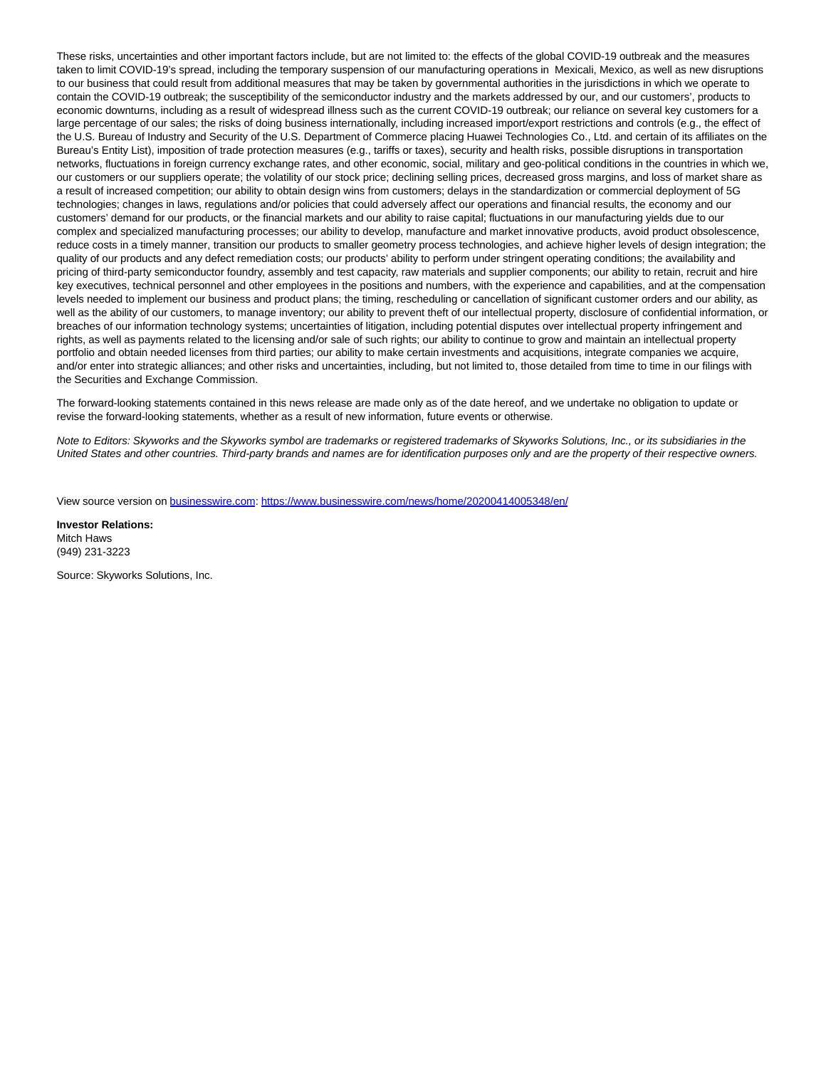These risks, uncertainties and other important factors include, but are not limited to: the effects of the global COVID-19 outbreak and the measures taken to limit COVID-19's spread, including the temporary suspension of our manufacturing operations in Mexicali, Mexico, as well as new disruptions to our business that could result from additional measures that may be taken by governmental authorities in the jurisdictions in which we operate to contain the COVID-19 outbreak; the susceptibility of the semiconductor industry and the markets addressed by our, and our customers', products to economic downturns, including as a result of widespread illness such as the current COVID-19 outbreak; our reliance on several key customers for a large percentage of our sales; the risks of doing business internationally, including increased import/export restrictions and controls (e.g., the effect of the U.S. Bureau of Industry and Security of the U.S. Department of Commerce placing Huawei Technologies Co., Ltd. and certain of its affiliates on the Bureau's Entity List), imposition of trade protection measures (e.g., tariffs or taxes), security and health risks, possible disruptions in transportation networks, fluctuations in foreign currency exchange rates, and other economic, social, military and geo-political conditions in the countries in which we, our customers or our suppliers operate; the volatility of our stock price; declining selling prices, decreased gross margins, and loss of market share as a result of increased competition; our ability to obtain design wins from customers; delays in the standardization or commercial deployment of 5G technologies; changes in laws, regulations and/or policies that could adversely affect our operations and financial results, the economy and our customers' demand for our products, or the financial markets and our ability to raise capital; fluctuations in our manufacturing yields due to our complex and specialized manufacturing processes; our ability to develop, manufacture and market innovative products, avoid product obsolescence, reduce costs in a timely manner, transition our products to smaller geometry process technologies, and achieve higher levels of design integration; the quality of our products and any defect remediation costs; our products' ability to perform under stringent operating conditions; the availability and pricing of third-party semiconductor foundry, assembly and test capacity, raw materials and supplier components; our ability to retain, recruit and hire key executives, technical personnel and other employees in the positions and numbers, with the experience and capabilities, and at the compensation levels needed to implement our business and product plans; the timing, rescheduling or cancellation of significant customer orders and our ability, as well as the ability of our customers, to manage inventory; our ability to prevent theft of our intellectual property, disclosure of confidential information, or breaches of our information technology systems; uncertainties of litigation, including potential disputes over intellectual property infringement and rights, as well as payments related to the licensing and/or sale of such rights; our ability to continue to grow and maintain an intellectual property portfolio and obtain needed licenses from third parties; our ability to make certain investments and acquisitions, integrate companies we acquire, and/or enter into strategic alliances; and other risks and uncertainties, including, but not limited to, those detailed from time to time in our filings with the Securities and Exchange Commission.

The forward-looking statements contained in this news release are made only as of the date hereof, and we undertake no obligation to update or revise the forward-looking statements, whether as a result of new information, future events or otherwise.

*Note to Editors: Skyworks and the Skyworks symbol are trademarks or registered trademarks of Skyworks Solutions, Inc., or its subsidiaries in the United States and other countries. Third-party brands and names are for identification purposes only and are the property of their respective owners.*

View source version on businesswire.com: https://www.businesswire.com/news/home/20200414005348/en/

**Investor Relations:**
Mitch Haws
(949) 231-3223

Source: Skyworks Solutions, Inc.